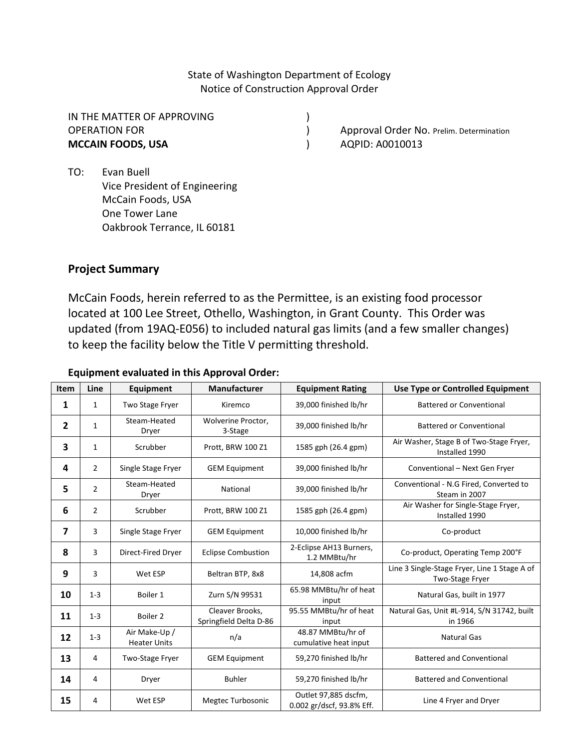State of Washington Department of Ecology
Notice of Construction Approval Order

IN THE MATTER OF APPROVING )
OPERATION FOR )
**MCCAIN FOODS, USA** )

Approval Order No. Prelim. Determination
AQPID: A0010013

TO: Evan Buell
Vice President of Engineering
McCain Foods, USA
One Tower Lane
Oakbrook Terrance, IL 60181

## Project Summary

McCain Foods, herein referred to as the Permittee, is an existing food processor located at 100 Lee Street, Othello, Washington, in Grant County. This Order was updated (from 19AQ-E056) to included natural gas limits (and a few smaller changes) to keep the facility below the Title V permitting threshold.

**Equipment evaluated in this Approval Order:**

| Item | Line | Equipment | Manufacturer | Equipment Rating | Use Type or Controlled Equipment |
|---|---|---|---|---|---|
| **1** | 1 | Two Stage Fryer | Kiremco | 39,000 finished lb/hr | Battered or Conventional |
| **2** | 1 | Steam-Heated Dryer | Wolverine Proctor, 3-Stage | 39,000 finished lb/hr | Battered or Conventional |
| **3** | 1 | Scrubber | Prott, BRW 100 Z1 | 1585 gph (26.4 gpm) | Air Washer, Stage B of Two-Stage Fryer, Installed 1990 |
| **4** | 2 | Single Stage Fryer | GEM Equipment | 39,000 finished lb/hr | Conventional – Next Gen Fryer |
| **5** | 2 | Steam-Heated Dryer | National | 39,000 finished lb/hr | Conventional - N.G Fired, Converted to Steam in 2007 |
| **6** | 2 | Scrubber | Prott, BRW 100 Z1 | 1585 gph (26.4 gpm) | Air Washer for Single-Stage Fryer, Installed 1990 |
| **7** | 3 | Single Stage Fryer | GEM Equipment | 10,000 finished lb/hr | Co-product |
| **8** | 3 | Direct-Fired Dryer | Eclipse Combustion | 2-Eclipse AH13 Burners, 1.2 MMBtu/hr | Co-product, Operating Temp 200°F |
| **9** | 3 | Wet ESP | Beltran BTP, 8x8 | 14,808 acfm | Line 3 Single-Stage Fryer, Line 1 Stage A of Two-Stage Fryer |
| **10** | 1-3 | Boiler 1 | Zurn S/N 99531 | 65.98 MMBtu/hr of heat input | Natural Gas, built in 1977 |
| **11** | 1-3 | Boiler 2 | Cleaver Brooks, Springfield Delta D-86 | 95.55 MMBtu/hr of heat input | Natural Gas, Unit #L-914, S/N 31742, built in 1966 |
| **12** | 1-3 | Air Make-Up / Heater Units | n/a | 48.87 MMBtu/hr of cumulative heat input | Natural Gas |
| **13** | 4 | Two-Stage Fryer | GEM Equipment | 59,270 finished lb/hr | Battered and Conventional |
| **14** | 4 | Dryer | Buhler | 59,270 finished lb/hr | Battered and Conventional |
| **15** | 4 | Wet ESP | Megtec Turbosonic | Outlet 97,885 dscfm, 0.002 gr/dscf, 93.8% Eff. | Line 4 Fryer and Dryer |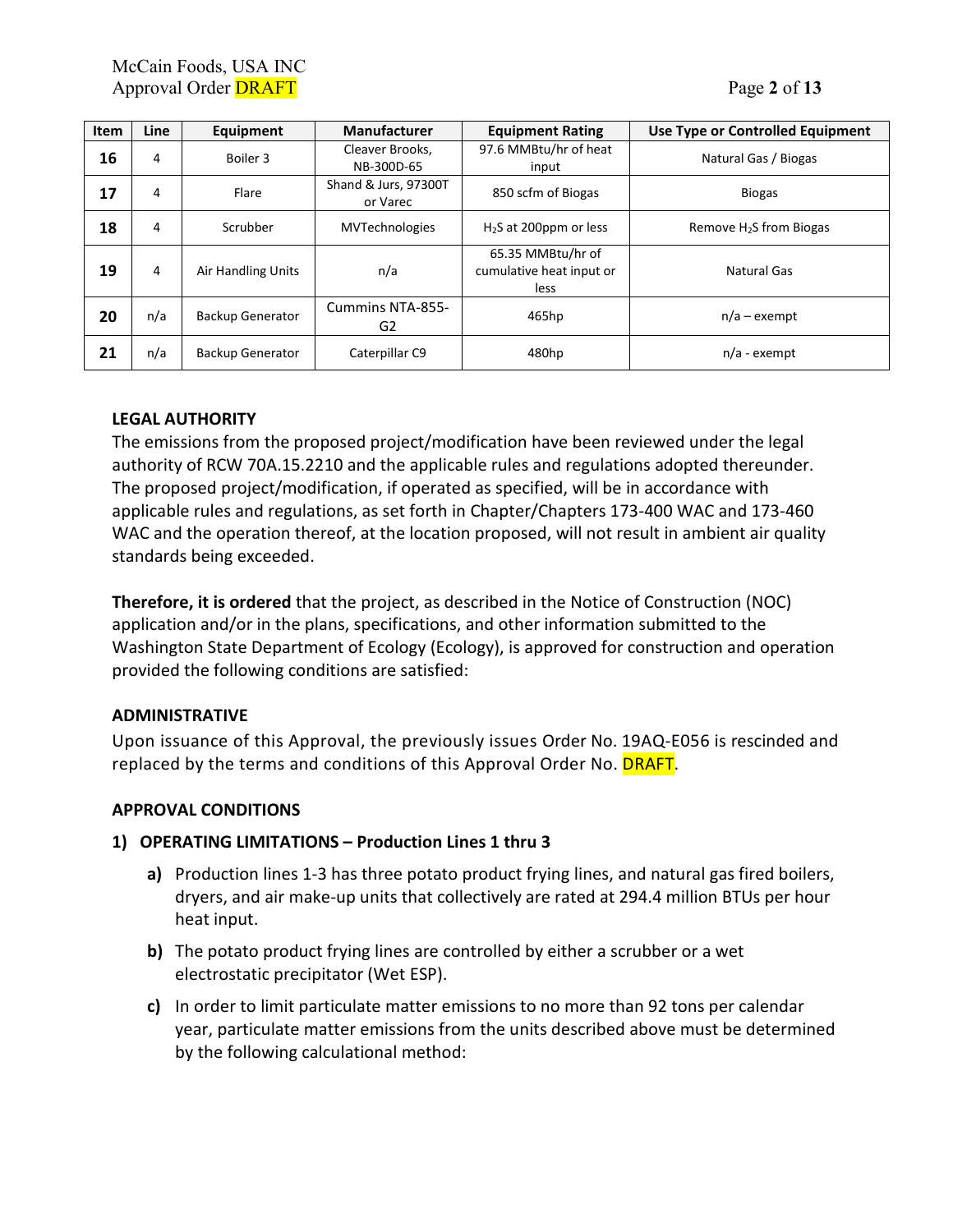| Item | Line | Equipment | Manufacturer | Equipment Rating | Use Type or Controlled Equipment |
|---|---|---|---|---|---|
| **16** | 4 | Boiler 3 | Cleaver Brooks, NB-300D-65 | 97.6 MMBtu/hr of heat input | Natural Gas / Biogas |
| **17** | 4 | Flare | Shand & Jurs, 97300T or Varec | 850 scfm of Biogas | Biogas |
| **18** | 4 | Scrubber | MVTechnologies | $H_2S$ at 200ppm or less | Remove $H_2S$ from Biogas |
| **19** | 4 | Air Handling Units | n/a | 65.35 MMBtu/hr of cumulative heat input or less | Natural Gas |
| **20** | n/a | Backup Generator | Cummins NTA-855-G2 | 465hp | n/a – exempt |
| **21** | n/a | Backup Generator | Caterpillar C9 | 480hp | n/a - exempt |

## LEGAL AUTHORITY

The emissions from the proposed project/modification have been reviewed under the legal authority of RCW 70A.15.2210 and the applicable rules and regulations adopted thereunder. The proposed project/modification, if operated as specified, will be in accordance with applicable rules and regulations, as set forth in Chapter/Chapters 173-400 WAC and 173-460 WAC and the operation thereof, at the location proposed, will not result in ambient air quality standards being exceeded.

**Therefore, it is ordered** that the project, as described in the Notice of Construction (NOC) application and/or in the plans, specifications, and other information submitted to the Washington State Department of Ecology (Ecology), is approved for construction and operation provided the following conditions are satisfied:

## ADMINISTRATIVE

Upon issuance of this Approval, the previously issues Order No. 19AQ-E056 is rescinded and replaced by the terms and conditions of this Approval Order No. DRAFT.

## APPROVAL CONDITIONS

### 1) OPERATING LIMITATIONS – Production Lines 1 thru 3

**a)** Production lines 1-3 has three potato product frying lines, and natural gas fired boilers, dryers, and air make-up units that collectively are rated at 294.4 million BTUs per hour heat input.

**b)** The potato product frying lines are controlled by either a scrubber or a wet electrostatic precipitator (Wet ESP).

**c)** In order to limit particulate matter emissions to no more than 92 tons per calendar year, particulate matter emissions from the units described above must be determined by the following calculational method: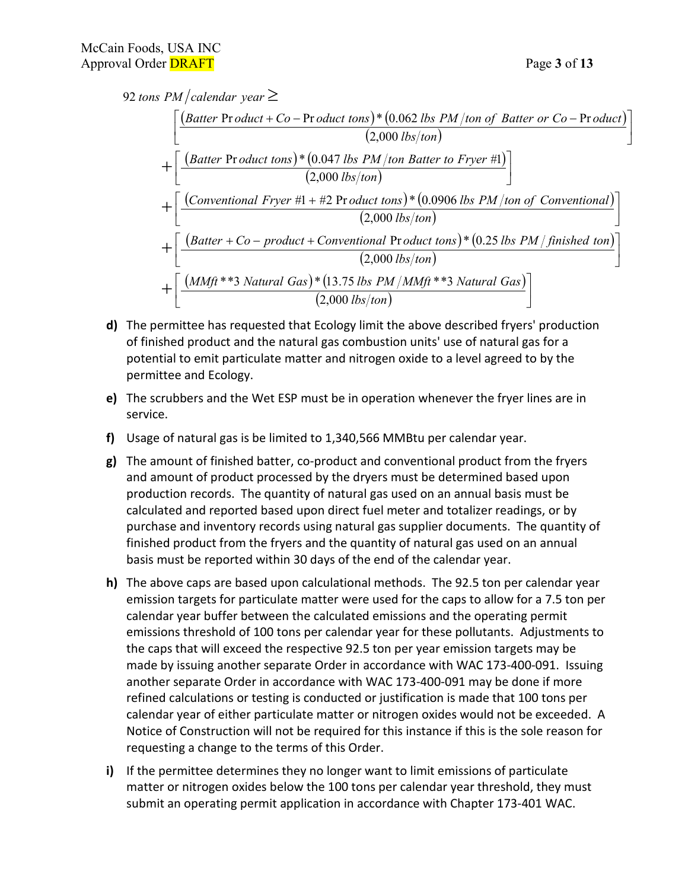$$
\begin{aligned}
92 \; tons\; PM / calendar\; year \geq \; & \left[ \frac{(Batter\; Product + Co-Product\; tons) * (0.062\; lbs\; PM / ton\; of\; Batter\; or\; Co-Product)}{(2{,}000\; lbs/ton)} \right] \\
& + \left[ \frac{(Batter\; Product\; tons) * (0.047\; lbs\; PM / ton\; Batter\; to\; Fryer\; \#1)}{(2{,}000\; lbs/ton)} \right] \\
& + \left[ \frac{(Conventional\; Fryer\; \#1 + \#2\; Product\; tons) * (0.0906\; lbs\; PM / ton\; of\; Conventional)}{(2{,}000\; lbs/ton)} \right] \\
& + \left[ \frac{(Batter + Co-product + Conventional\; Product\; tons) * (0.25\; lbs\; PM / finished\; ton)}{(2{,}000\; lbs/ton)} \right] \\
& + \left[ \frac{(MMft^{**}3\; Natural\; Gas) * (13.75\; lbs\; PM / MMft^{**}3\; Natural\; Gas)}{(2{,}000\; lbs/ton)} \right]
\end{aligned}
$$

- **d)** The permittee has requested that Ecology limit the above described fryers' production of finished product and the natural gas combustion units' use of natural gas for a potential to emit particulate matter and nitrogen oxide to a level agreed to by the permittee and Ecology.
- **e)** The scrubbers and the Wet ESP must be in operation whenever the fryer lines are in service.
- **f)** Usage of natural gas is be limited to 1,340,566 MMBtu per calendar year.
- **g)** The amount of finished batter, co-product and conventional product from the fryers and amount of product processed by the dryers must be determined based upon production records. The quantity of natural gas used on an annual basis must be calculated and reported based upon direct fuel meter and totalizer readings, or by purchase and inventory records using natural gas supplier documents. The quantity of finished product from the fryers and the quantity of natural gas used on an annual basis must be reported within 30 days of the end of the calendar year.
- **h)** The above caps are based upon calculational methods. The 92.5 ton per calendar year emission targets for particulate matter were used for the caps to allow for a 7.5 ton per calendar year buffer between the calculated emissions and the operating permit emissions threshold of 100 tons per calendar year for these pollutants. Adjustments to the caps that will exceed the respective 92.5 ton per year emission targets may be made by issuing another separate Order in accordance with WAC 173-400-091. Issuing another separate Order in accordance with WAC 173-400-091 may be done if more refined calculations or testing is conducted or justification is made that 100 tons per calendar year of either particulate matter or nitrogen oxides would not be exceeded. A Notice of Construction will not be required for this instance if this is the sole reason for requesting a change to the terms of this Order.
- **i)** If the permittee determines they no longer want to limit emissions of particulate matter or nitrogen oxides below the 100 tons per calendar year threshold, they must submit an operating permit application in accordance with Chapter 173-401 WAC.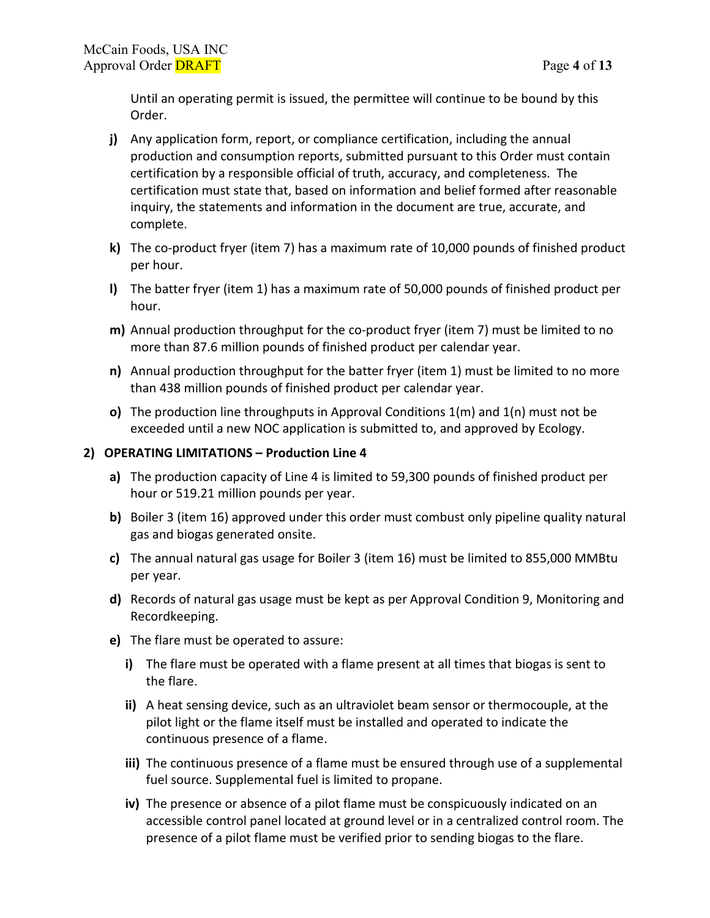Until an operating permit is issued, the permittee will continue to be bound by this Order.

- **j)** Any application form, report, or compliance certification, including the annual production and consumption reports, submitted pursuant to this Order must contain certification by a responsible official of truth, accuracy, and completeness. The certification must state that, based on information and belief formed after reasonable inquiry, the statements and information in the document are true, accurate, and complete.
- **k)** The co-product fryer (item 7) has a maximum rate of 10,000 pounds of finished product per hour.
- **l)** The batter fryer (item 1) has a maximum rate of 50,000 pounds of finished product per hour.
- **m)** Annual production throughput for the co-product fryer (item 7) must be limited to no more than 87.6 million pounds of finished product per calendar year.
- **n)** Annual production throughput for the batter fryer (item 1) must be limited to no more than 438 million pounds of finished product per calendar year.
- **o)** The production line throughputs in Approval Conditions 1(m) and 1(n) must not be exceeded until a new NOC application is submitted to, and approved by Ecology.

**2) OPERATING LIMITATIONS – Production Line 4**

- **a)** The production capacity of Line 4 is limited to 59,300 pounds of finished product per hour or 519.21 million pounds per year.
- **b)** Boiler 3 (item 16) approved under this order must combust only pipeline quality natural gas and biogas generated onsite.
- **c)** The annual natural gas usage for Boiler 3 (item 16) must be limited to 855,000 MMBtu per year.
- **d)** Records of natural gas usage must be kept as per Approval Condition 9, Monitoring and Recordkeeping.
- **e)** The flare must be operated to assure:
  - **i)** The flare must be operated with a flame present at all times that biogas is sent to the flare.
  - **ii)** A heat sensing device, such as an ultraviolet beam sensor or thermocouple, at the pilot light or the flame itself must be installed and operated to indicate the continuous presence of a flame.
  - **iii)** The continuous presence of a flame must be ensured through use of a supplemental fuel source. Supplemental fuel is limited to propane.
  - **iv)** The presence or absence of a pilot flame must be conspicuously indicated on an accessible control panel located at ground level or in a centralized control room. The presence of a pilot flame must be verified prior to sending biogas to the flare.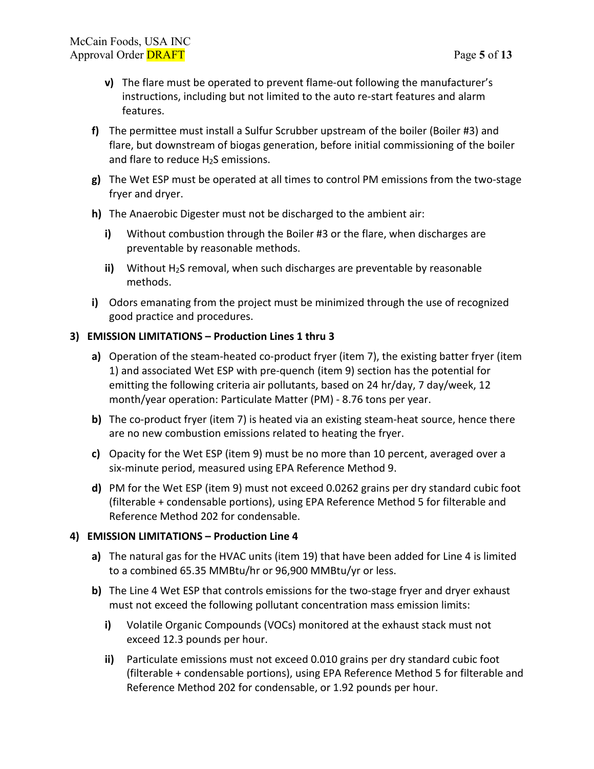v) The flare must be operated to prevent flame-out following the manufacturer's instructions, including but not limited to the auto re-start features and alarm features.

f) The permittee must install a Sulfur Scrubber upstream of the boiler (Boiler #3) and flare, but downstream of biogas generation, before initial commissioning of the boiler and flare to reduce $H_2S$ emissions.

g) The Wet ESP must be operated at all times to control PM emissions from the two-stage fryer and dryer.

h) The Anaerobic Digester must not be discharged to the ambient air:

   i) Without combustion through the Boiler #3 or the flare, when discharges are preventable by reasonable methods.

   ii) Without $H_2S$ removal, when such discharges are preventable by reasonable methods.

i) Odors emanating from the project must be minimized through the use of recognized good practice and procedures.

**3) EMISSION LIMITATIONS – Production Lines 1 thru 3**

a) Operation of the steam-heated co-product fryer (item 7), the existing batter fryer (item 1) and associated Wet ESP with pre-quench (item 9) section has the potential for emitting the following criteria air pollutants, based on 24 hr/day, 7 day/week, 12 month/year operation: Particulate Matter (PM) - 8.76 tons per year.

b) The co-product fryer (item 7) is heated via an existing steam-heat source, hence there are no new combustion emissions related to heating the fryer.

c) Opacity for the Wet ESP (item 9) must be no more than 10 percent, averaged over a six-minute period, measured using EPA Reference Method 9.

d) PM for the Wet ESP (item 9) must not exceed 0.0262 grains per dry standard cubic foot (filterable + condensable portions), using EPA Reference Method 5 for filterable and Reference Method 202 for condensable.

**4) EMISSION LIMITATIONS – Production Line 4**

a) The natural gas for the HVAC units (item 19) that have been added for Line 4 is limited to a combined 65.35 MMBtu/hr or 96,900 MMBtu/yr or less.

b) The Line 4 Wet ESP that controls emissions for the two-stage fryer and dryer exhaust must not exceed the following pollutant concentration mass emission limits:

   i) Volatile Organic Compounds (VOCs) monitored at the exhaust stack must not exceed 12.3 pounds per hour.

   ii) Particulate emissions must not exceed 0.010 grains per dry standard cubic foot (filterable + condensable portions), using EPA Reference Method 5 for filterable and Reference Method 202 for condensable, or 1.92 pounds per hour.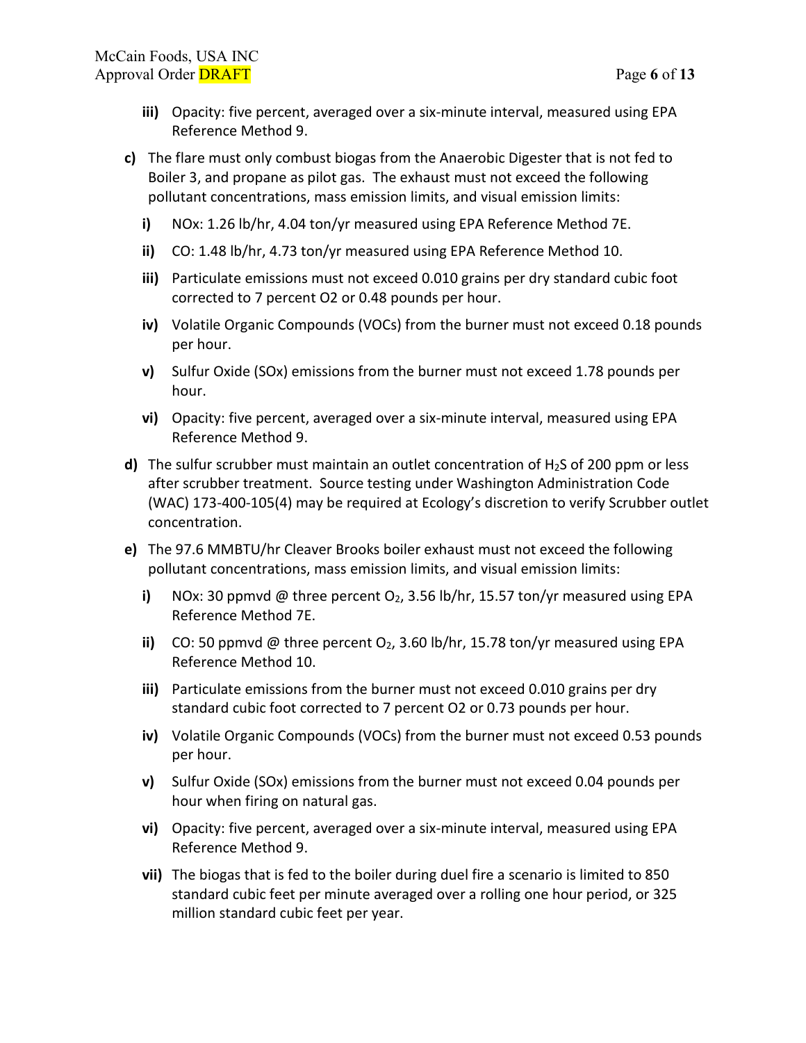- **iii)** Opacity: five percent, averaged over a six-minute interval, measured using EPA Reference Method 9.

**c)** The flare must only combust biogas from the Anaerobic Digester that is not fed to Boiler 3, and propane as pilot gas. The exhaust must not exceed the following pollutant concentrations, mass emission limits, and visual emission limits:

- **i)** NOx: 1.26 lb/hr, 4.04 ton/yr measured using EPA Reference Method 7E.
- **ii)** CO: 1.48 lb/hr, 4.73 ton/yr measured using EPA Reference Method 10.
- **iii)** Particulate emissions must not exceed 0.010 grains per dry standard cubic foot corrected to 7 percent O2 or 0.48 pounds per hour.
- **iv)** Volatile Organic Compounds (VOCs) from the burner must not exceed 0.18 pounds per hour.
- **v)** Sulfur Oxide (SOx) emissions from the burner must not exceed 1.78 pounds per hour.
- **vi)** Opacity: five percent, averaged over a six-minute interval, measured using EPA Reference Method 9.

**d)** The sulfur scrubber must maintain an outlet concentration of $H_2S$ of 200 ppm or less after scrubber treatment. Source testing under Washington Administration Code (WAC) 173-400-105(4) may be required at Ecology's discretion to verify Scrubber outlet concentration.

**e)** The 97.6 MMBTU/hr Cleaver Brooks boiler exhaust must not exceed the following pollutant concentrations, mass emission limits, and visual emission limits:

- **i)** NOx: 30 ppmvd @ three percent $O_2$, 3.56 lb/hr, 15.57 ton/yr measured using EPA Reference Method 7E.
- **ii)** CO: 50 ppmvd @ three percent $O_2$, 3.60 lb/hr, 15.78 ton/yr measured using EPA Reference Method 10.
- **iii)** Particulate emissions from the burner must not exceed 0.010 grains per dry standard cubic foot corrected to 7 percent O2 or 0.73 pounds per hour.
- **iv)** Volatile Organic Compounds (VOCs) from the burner must not exceed 0.53 pounds per hour.
- **v)** Sulfur Oxide (SOx) emissions from the burner must not exceed 0.04 pounds per hour when firing on natural gas.
- **vi)** Opacity: five percent, averaged over a six-minute interval, measured using EPA Reference Method 9.
- **vii)** The biogas that is fed to the boiler during duel fire a scenario is limited to 850 standard cubic feet per minute averaged over a rolling one hour period, or 325 million standard cubic feet per year.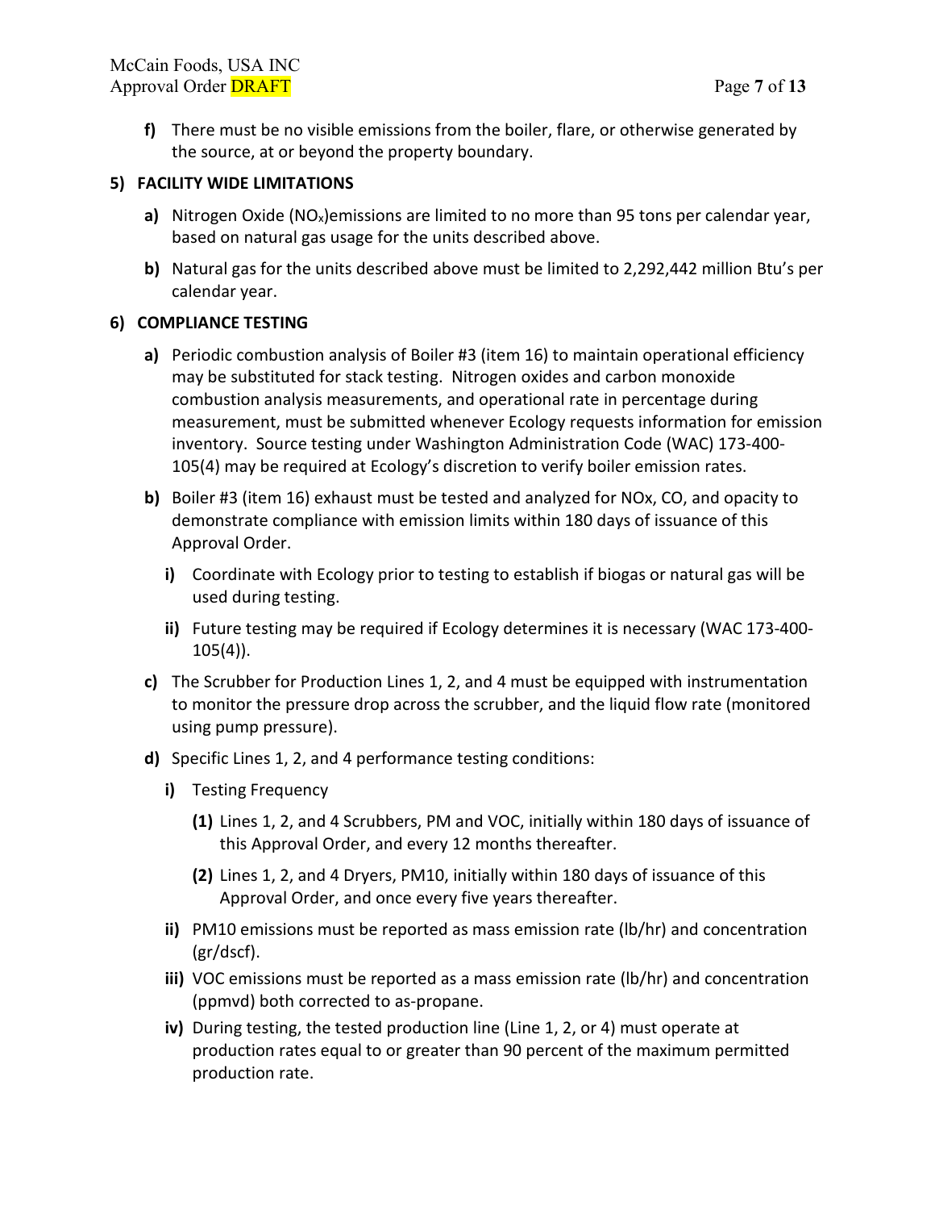**f)** There must be no visible emissions from the boiler, flare, or otherwise generated by the source, at or beyond the property boundary.

## 5) FACILITY WIDE LIMITATIONS

**a)** Nitrogen Oxide ($NO_x$)emissions are limited to no more than 95 tons per calendar year, based on natural gas usage for the units described above.

**b)** Natural gas for the units described above must be limited to 2,292,442 million Btu's per calendar year.

## 6) COMPLIANCE TESTING

**a)** Periodic combustion analysis of Boiler #3 (item 16) to maintain operational efficiency may be substituted for stack testing. Nitrogen oxides and carbon monoxide combustion analysis measurements, and operational rate in percentage during measurement, must be submitted whenever Ecology requests information for emission inventory. Source testing under Washington Administration Code (WAC) 173-400-105(4) may be required at Ecology's discretion to verify boiler emission rates.

**b)** Boiler #3 (item 16) exhaust must be tested and analyzed for NOx, CO, and opacity to demonstrate compliance with emission limits within 180 days of issuance of this Approval Order.

- **i)** Coordinate with Ecology prior to testing to establish if biogas or natural gas will be used during testing.
- **ii)** Future testing may be required if Ecology determines it is necessary (WAC 173-400-105(4)).

**c)** The Scrubber for Production Lines 1, 2, and 4 must be equipped with instrumentation to monitor the pressure drop across the scrubber, and the liquid flow rate (monitored using pump pressure).

**d)** Specific Lines 1, 2, and 4 performance testing conditions:

- **i)** Testing Frequency
  - **(1)** Lines 1, 2, and 4 Scrubbers, PM and VOC, initially within 180 days of issuance of this Approval Order, and every 12 months thereafter.
  - **(2)** Lines 1, 2, and 4 Dryers, PM10, initially within 180 days of issuance of this Approval Order, and once every five years thereafter.
- **ii)** PM10 emissions must be reported as mass emission rate (lb/hr) and concentration (gr/dscf).
- **iii)** VOC emissions must be reported as a mass emission rate (lb/hr) and concentration (ppmvd) both corrected to as-propane.
- **iv)** During testing, the tested production line (Line 1, 2, or 4) must operate at production rates equal to or greater than 90 percent of the maximum permitted production rate.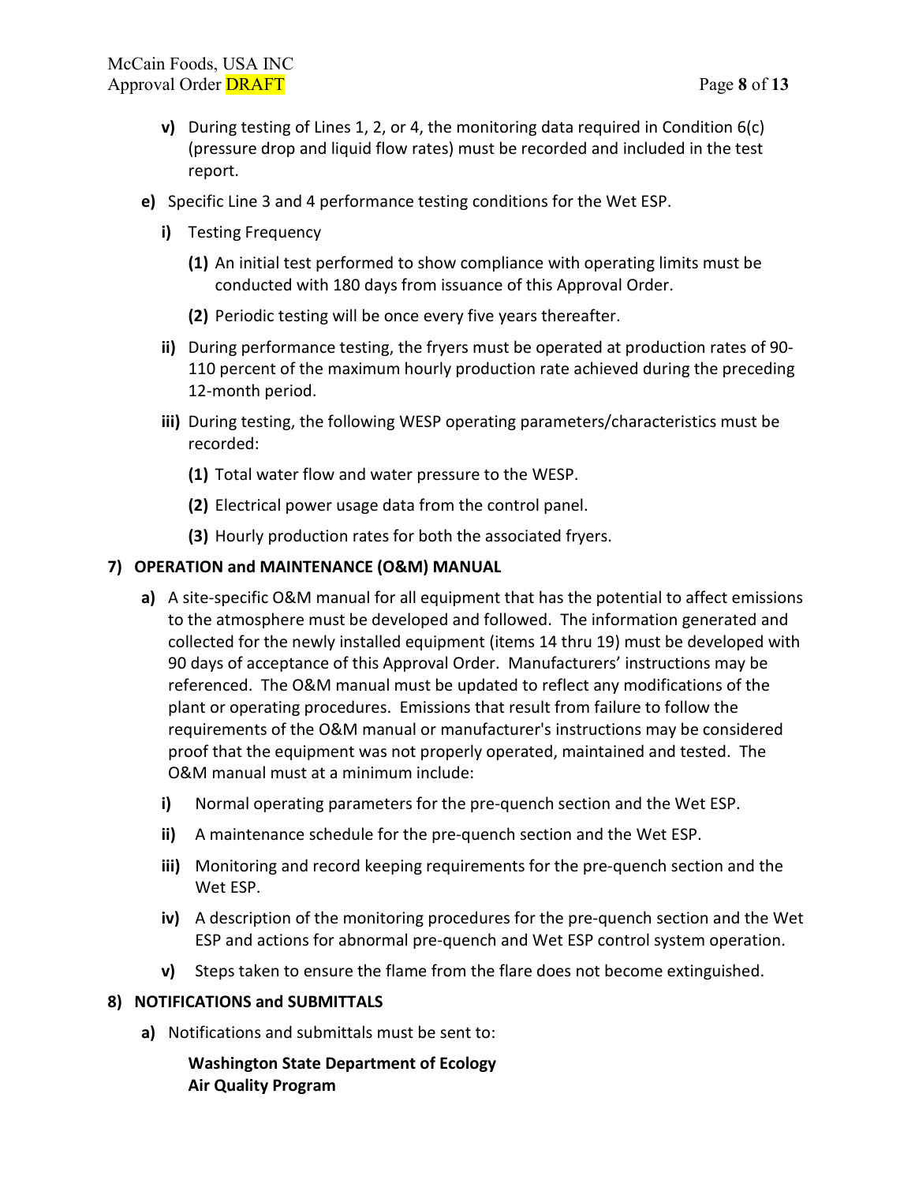- **v)** During testing of Lines 1, 2, or 4, the monitoring data required in Condition 6(c) (pressure drop and liquid flow rates) must be recorded and included in the test report.

- **e)** Specific Line 3 and 4 performance testing conditions for the Wet ESP.
  - **i)** Testing Frequency
    - **(1)** An initial test performed to show compliance with operating limits must be conducted with 180 days from issuance of this Approval Order.
    - **(2)** Periodic testing will be once every five years thereafter.
  - **ii)** During performance testing, the fryers must be operated at production rates of 90-110 percent of the maximum hourly production rate achieved during the preceding 12-month period.
  - **iii)** During testing, the following WESP operating parameters/characteristics must be recorded:
    - **(1)** Total water flow and water pressure to the WESP.
    - **(2)** Electrical power usage data from the control panel.
    - **(3)** Hourly production rates for both the associated fryers.

## 7) OPERATION and MAINTENANCE (O&M) MANUAL

- **a)** A site-specific O&M manual for all equipment that has the potential to affect emissions to the atmosphere must be developed and followed. The information generated and collected for the newly installed equipment (items 14 thru 19) must be developed with 90 days of acceptance of this Approval Order. Manufacturers' instructions may be referenced. The O&M manual must be updated to reflect any modifications of the plant or operating procedures. Emissions that result from failure to follow the requirements of the O&M manual or manufacturer's instructions may be considered proof that the equipment was not properly operated, maintained and tested. The O&M manual must at a minimum include:
  - **i)** Normal operating parameters for the pre-quench section and the Wet ESP.
  - **ii)** A maintenance schedule for the pre-quench section and the Wet ESP.
  - **iii)** Monitoring and record keeping requirements for the pre-quench section and the Wet ESP.
  - **iv)** A description of the monitoring procedures for the pre-quench section and the Wet ESP and actions for abnormal pre-quench and Wet ESP control system operation.
  - **v)** Steps taken to ensure the flame from the flare does not become extinguished.

## 8) NOTIFICATIONS and SUBMITTALS

- **a)** Notifications and submittals must be sent to:

  **Washington State Department of Ecology**
  **Air Quality Program**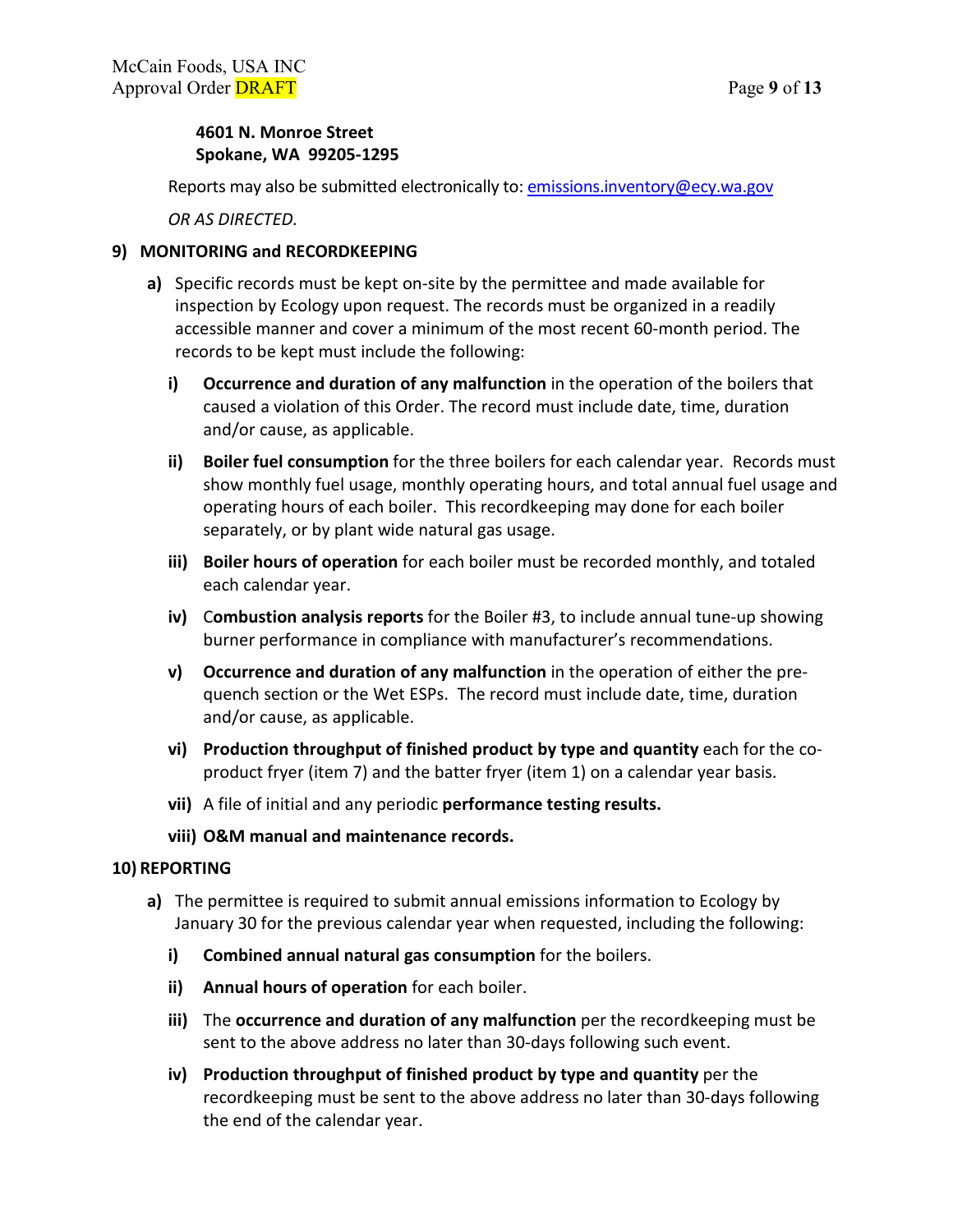**4601 N. Monroe Street**
**Spokane, WA 99205-1295**

Reports may also be submitted electronically to: emissions.inventory@ecy.wa.gov

*OR AS DIRECTED.*

## 9) MONITORING and RECORDKEEPING

**a)** Specific records must be kept on-site by the permittee and made available for inspection by Ecology upon request. The records must be organized in a readily accessible manner and cover a minimum of the most recent 60-month period. The records to be kept must include the following:

- **i)** **Occurrence and duration of any malfunction** in the operation of the boilers that caused a violation of this Order. The record must include date, time, duration and/or cause, as applicable.
- **ii)** **Boiler fuel consumption** for the three boilers for each calendar year. Records must show monthly fuel usage, monthly operating hours, and total annual fuel usage and operating hours of each boiler. This recordkeeping may done for each boiler separately, or by plant wide natural gas usage.
- **iii)** **Boiler hours of operation** for each boiler must be recorded monthly, and totaled each calendar year.
- **iv)** C**ombustion analysis reports** for the Boiler #3, to include annual tune-up showing burner performance in compliance with manufacturer's recommendations.
- **v)** **Occurrence and duration of any malfunction** in the operation of either the pre-quench section or the Wet ESPs. The record must include date, time, duration and/or cause, as applicable.
- **vi)** **Production throughput of finished product by type and quantity** each for the co-product fryer (item 7) and the batter fryer (item 1) on a calendar year basis.
- **vii)** A file of initial and any periodic **performance testing results.**
- **viii)** **O&M manual and maintenance records.**

## 10) REPORTING

**a)** The permittee is required to submit annual emissions information to Ecology by January 30 for the previous calendar year when requested, including the following:

- **i)** **Combined annual natural gas consumption** for the boilers.
- **ii)** **Annual hours of operation** for each boiler.
- **iii)** The **occurrence and duration of any malfunction** per the recordkeeping must be sent to the above address no later than 30-days following such event.
- **iv)** **Production throughput of finished product by type and quantity** per the recordkeeping must be sent to the above address no later than 30-days following the end of the calendar year.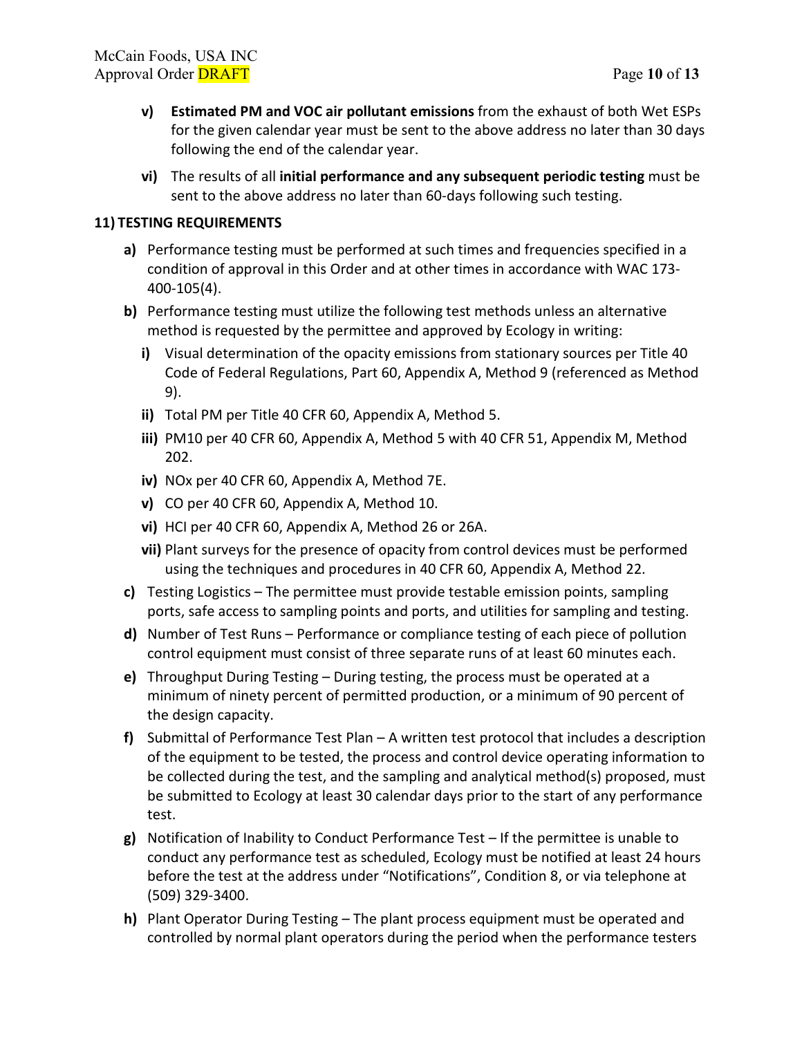- **v)** **Estimated PM and VOC air pollutant emissions** from the exhaust of both Wet ESPs for the given calendar year must be sent to the above address no later than 30 days following the end of the calendar year.
- **vi)** The results of all **initial performance and any subsequent periodic testing** must be sent to the above address no later than 60-days following such testing.

## 11) TESTING REQUIREMENTS

- **a)** Performance testing must be performed at such times and frequencies specified in a condition of approval in this Order and at other times in accordance with WAC 173-400-105(4).
- **b)** Performance testing must utilize the following test methods unless an alternative method is requested by the permittee and approved by Ecology in writing:
  - **i)** Visual determination of the opacity emissions from stationary sources per Title 40 Code of Federal Regulations, Part 60, Appendix A, Method 9 (referenced as Method 9).
  - **ii)** Total PM per Title 40 CFR 60, Appendix A, Method 5.
  - **iii)** PM10 per 40 CFR 60, Appendix A, Method 5 with 40 CFR 51, Appendix M, Method 202.
  - **iv)** NOx per 40 CFR 60, Appendix A, Method 7E.
  - **v)** CO per 40 CFR 60, Appendix A, Method 10.
  - **vi)** HCl per 40 CFR 60, Appendix A, Method 26 or 26A.
  - **vii)** Plant surveys for the presence of opacity from control devices must be performed using the techniques and procedures in 40 CFR 60, Appendix A, Method 22.
- **c)** Testing Logistics – The permittee must provide testable emission points, sampling ports, safe access to sampling points and ports, and utilities for sampling and testing.
- **d)** Number of Test Runs – Performance or compliance testing of each piece of pollution control equipment must consist of three separate runs of at least 60 minutes each.
- **e)** Throughput During Testing – During testing, the process must be operated at a minimum of ninety percent of permitted production, or a minimum of 90 percent of the design capacity.
- **f)** Submittal of Performance Test Plan – A written test protocol that includes a description of the equipment to be tested, the process and control device operating information to be collected during the test, and the sampling and analytical method(s) proposed, must be submitted to Ecology at least 30 calendar days prior to the start of any performance test.
- **g)** Notification of Inability to Conduct Performance Test – If the permittee is unable to conduct any performance test as scheduled, Ecology must be notified at least 24 hours before the test at the address under "Notifications", Condition 8, or via telephone at (509) 329-3400.
- **h)** Plant Operator During Testing – The plant process equipment must be operated and controlled by normal plant operators during the period when the performance testers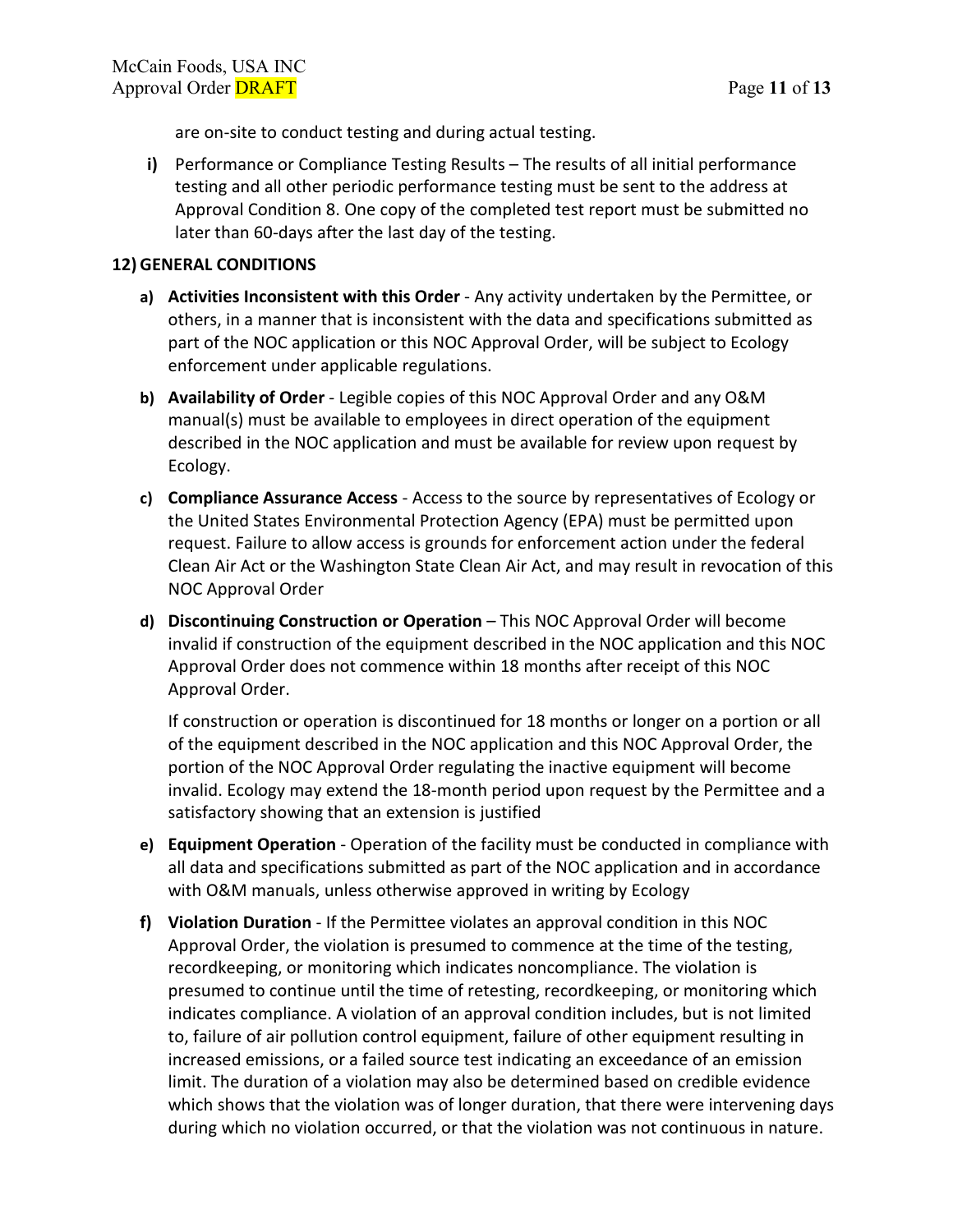are on-site to conduct testing and during actual testing.

i) Performance or Compliance Testing Results – The results of all initial performance testing and all other periodic performance testing must be sent to the address at Approval Condition 8. One copy of the completed test report must be submitted no later than 60-days after the last day of the testing.

## 12) GENERAL CONDITIONS

a) **Activities Inconsistent with this Order** - Any activity undertaken by the Permittee, or others, in a manner that is inconsistent with the data and specifications submitted as part of the NOC application or this NOC Approval Order, will be subject to Ecology enforcement under applicable regulations.

b) **Availability of Order** - Legible copies of this NOC Approval Order and any O&M manual(s) must be available to employees in direct operation of the equipment described in the NOC application and must be available for review upon request by Ecology.

c) **Compliance Assurance Access** - Access to the source by representatives of Ecology or the United States Environmental Protection Agency (EPA) must be permitted upon request. Failure to allow access is grounds for enforcement action under the federal Clean Air Act or the Washington State Clean Air Act, and may result in revocation of this NOC Approval Order

d) **Discontinuing Construction or Operation** – This NOC Approval Order will become invalid if construction of the equipment described in the NOC application and this NOC Approval Order does not commence within 18 months after receipt of this NOC Approval Order.

   If construction or operation is discontinued for 18 months or longer on a portion or all of the equipment described in the NOC application and this NOC Approval Order, the portion of the NOC Approval Order regulating the inactive equipment will become invalid. Ecology may extend the 18-month period upon request by the Permittee and a satisfactory showing that an extension is justified

e) **Equipment Operation** - Operation of the facility must be conducted in compliance with all data and specifications submitted as part of the NOC application and in accordance with O&M manuals, unless otherwise approved in writing by Ecology

f) **Violation Duration** - If the Permittee violates an approval condition in this NOC Approval Order, the violation is presumed to commence at the time of the testing, recordkeeping, or monitoring which indicates noncompliance. The violation is presumed to continue until the time of retesting, recordkeeping, or monitoring which indicates compliance. A violation of an approval condition includes, but is not limited to, failure of air pollution control equipment, failure of other equipment resulting in increased emissions, or a failed source test indicating an exceedance of an emission limit. The duration of a violation may also be determined based on credible evidence which shows that the violation was of longer duration, that there were intervening days during which no violation occurred, or that the violation was not continuous in nature.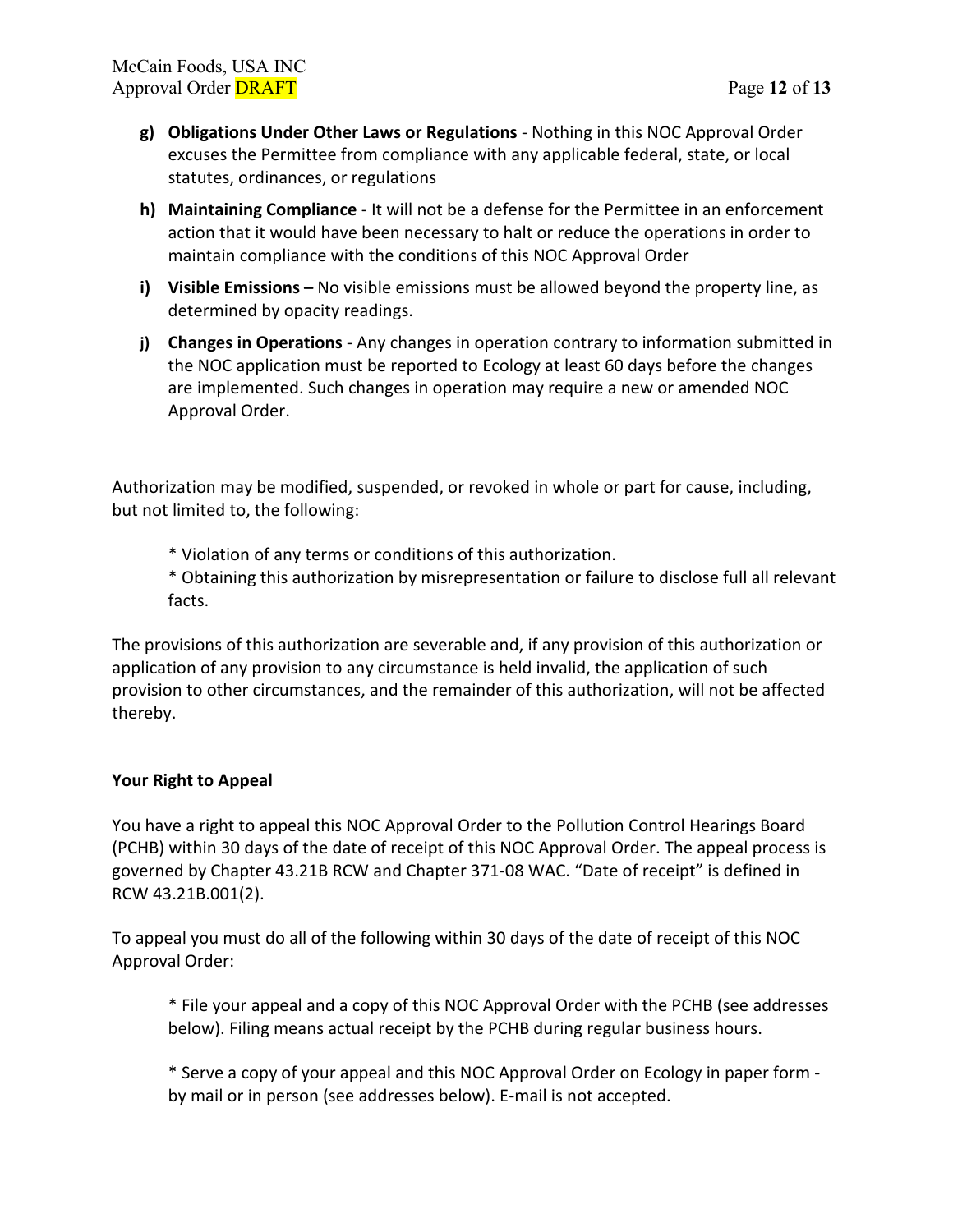g) **Obligations Under Other Laws or Regulations** - Nothing in this NOC Approval Order excuses the Permittee from compliance with any applicable federal, state, or local statutes, ordinances, or regulations

h) **Maintaining Compliance** - It will not be a defense for the Permittee in an enforcement action that it would have been necessary to halt or reduce the operations in order to maintain compliance with the conditions of this NOC Approval Order

i) **Visible Emissions –** No visible emissions must be allowed beyond the property line, as determined by opacity readings.

j) **Changes in Operations** - Any changes in operation contrary to information submitted in the NOC application must be reported to Ecology at least 60 days before the changes are implemented. Such changes in operation may require a new or amended NOC Approval Order.

Authorization may be modified, suspended, or revoked in whole or part for cause, including, but not limited to, the following:

* Violation of any terms or conditions of this authorization.
* Obtaining this authorization by misrepresentation or failure to disclose full all relevant facts.

The provisions of this authorization are severable and, if any provision of this authorization or application of any provision to any circumstance is held invalid, the application of such provision to other circumstances, and the remainder of this authorization, will not be affected thereby.

**Your Right to Appeal**

You have a right to appeal this NOC Approval Order to the Pollution Control Hearings Board (PCHB) within 30 days of the date of receipt of this NOC Approval Order. The appeal process is governed by Chapter 43.21B RCW and Chapter 371-08 WAC. "Date of receipt" is defined in RCW 43.21B.001(2).

To appeal you must do all of the following within 30 days of the date of receipt of this NOC Approval Order:

* File your appeal and a copy of this NOC Approval Order with the PCHB (see addresses below). Filing means actual receipt by the PCHB during regular business hours.

* Serve a copy of your appeal and this NOC Approval Order on Ecology in paper form - by mail or in person (see addresses below). E-mail is not accepted.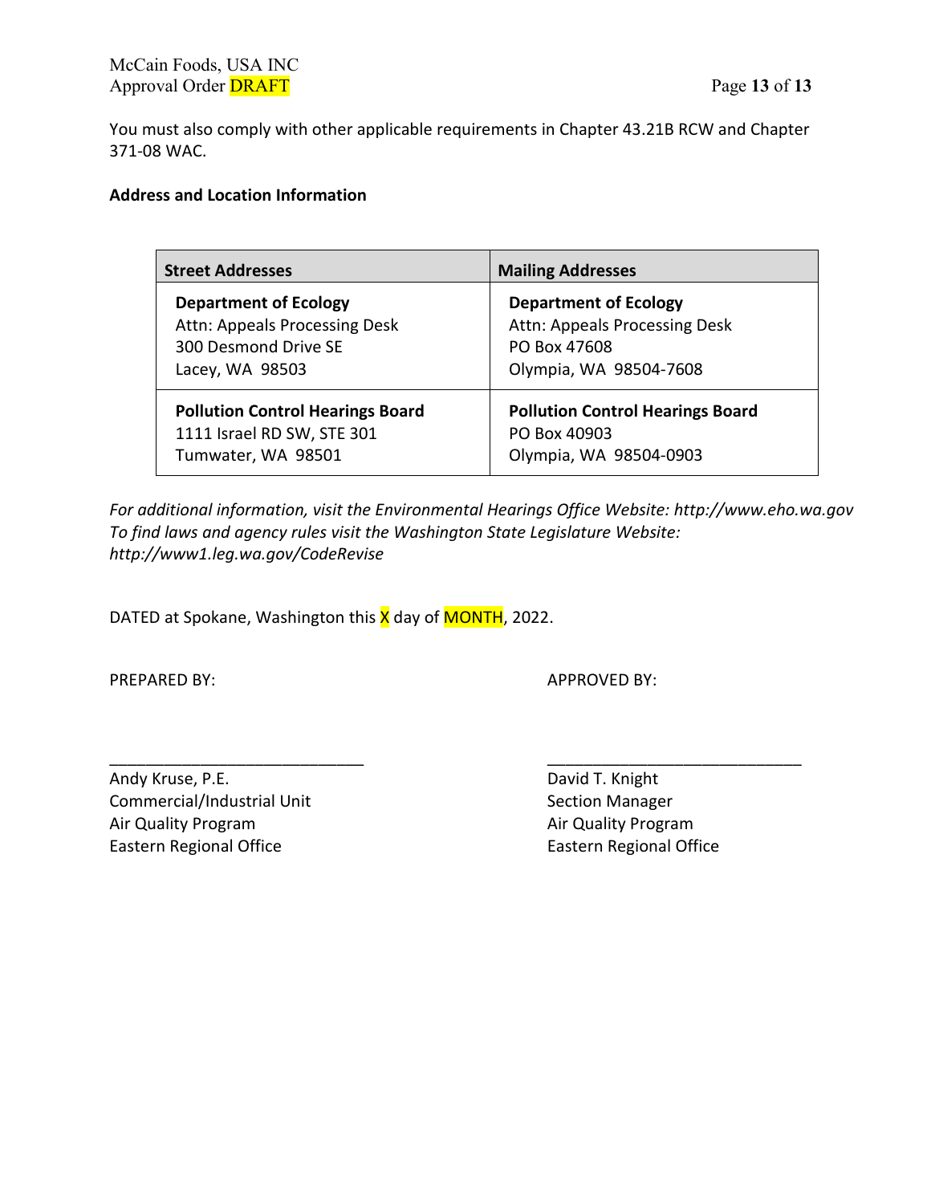You must also comply with other applicable requirements in Chapter 43.21B RCW and Chapter 371-08 WAC.

**Address and Location Information**

| Street Addresses | Mailing Addresses |
|---|---|
| **Department of Ecology**<br>Attn: Appeals Processing Desk<br>300 Desmond Drive SE<br>Lacey, WA 98503 | **Department of Ecology**<br>Attn: Appeals Processing Desk<br>PO Box 47608<br>Olympia, WA 98504-7608 |
| **Pollution Control Hearings Board**<br>1111 Israel RD SW, STE 301<br>Tumwater, WA 98501 | **Pollution Control Hearings Board**<br>PO Box 40903<br>Olympia, WA 98504-0903 |

*For additional information, visit the Environmental Hearings Office Website: http://www.eho.wa.gov*
*To find laws and agency rules visit the Washington State Legislature Website: http://www1.leg.wa.gov/CodeRevise*

DATED at Spokane, Washington this X day of MONTH, 2022.

PREPARED BY:

\_\_\_\_\_\_\_\_\_\_\_\_\_\_\_\_\_\_\_\_\_\_\_\_\_\_\_\_

Andy Kruse, P.E.
Commercial/Industrial Unit
Air Quality Program
Eastern Regional Office

APPROVED BY:

\_\_\_\_\_\_\_\_\_\_\_\_\_\_\_\_\_\_\_\_\_\_\_\_\_\_\_\_

David T. Knight
Section Manager
Air Quality Program
Eastern Regional Office